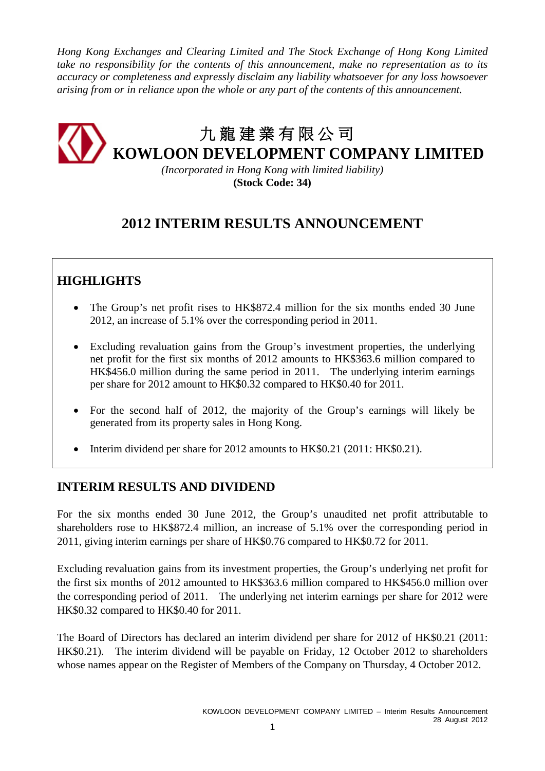*Hong Kong Exchanges and Clearing Limited and The Stock Exchange of Hong Kong Limited take no responsibility for the contents of this announcement, make no representation as to its accuracy or completeness and expressly disclaim any liability whatsoever for any loss howsoever arising from or in reliance upon the whole or any part of the contents of this announcement.*

# 九龍建業有限公司
# KOWLOON DEVELOPMENT COMPANY LIMITED

*(Incorporated in Hong Kong with limited liability)*
**(Stock Code: 34)**

# 2012 INTERIM RESULTS ANNOUNCEMENT

## HIGHLIGHTS

- The Group's net profit rises to HK$872.4 million for the six months ended 30 June 2012, an increase of 5.1% over the corresponding period in 2011.
- Excluding revaluation gains from the Group's investment properties, the underlying net profit for the first six months of 2012 amounts to HK$363.6 million compared to HK$456.0 million during the same period in 2011. The underlying interim earnings per share for 2012 amount to HK$0.32 compared to HK$0.40 for 2011.
- For the second half of 2012, the majority of the Group's earnings will likely be generated from its property sales in Hong Kong.
- Interim dividend per share for 2012 amounts to HK$0.21 (2011: HK$0.21).

## INTERIM RESULTS AND DIVIDEND

For the six months ended 30 June 2012, the Group's unaudited net profit attributable to shareholders rose to HK$872.4 million, an increase of 5.1% over the corresponding period in 2011, giving interim earnings per share of HK$0.76 compared to HK$0.72 for 2011.

Excluding revaluation gains from its investment properties, the Group's underlying net profit for the first six months of 2012 amounted to HK$363.6 million compared to HK$456.0 million over the corresponding period of 2011. The underlying net interim earnings per share for 2012 were HK$0.32 compared to HK$0.40 for 2011.

The Board of Directors has declared an interim dividend per share for 2012 of HK$0.21 (2011: HK$0.21). The interim dividend will be payable on Friday, 12 October 2012 to shareholders whose names appear on the Register of Members of the Company on Thursday, 4 October 2012.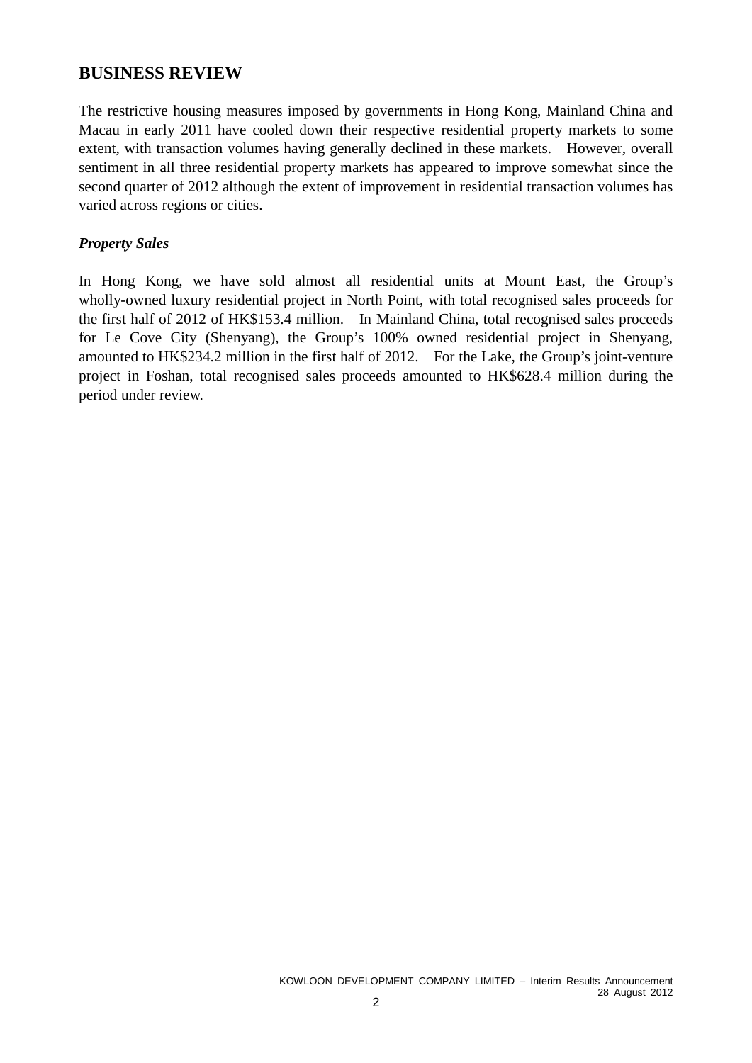## BUSINESS REVIEW

The restrictive housing measures imposed by governments in Hong Kong, Mainland China and Macau in early 2011 have cooled down their respective residential property markets to some extent, with transaction volumes having generally declined in these markets. However, overall sentiment in all three residential property markets has appeared to improve somewhat since the second quarter of 2012 although the extent of improvement in residential transaction volumes has varied across regions or cities.

### *Property Sales*

In Hong Kong, we have sold almost all residential units at Mount East, the Group's wholly-owned luxury residential project in North Point, with total recognised sales proceeds for the first half of 2012 of HK$153.4 million. In Mainland China, total recognised sales proceeds for Le Cove City (Shenyang), the Group's 100% owned residential project in Shenyang, amounted to HK$234.2 million in the first half of 2012. For the Lake, the Group's joint-venture project in Foshan, total recognised sales proceeds amounted to HK$628.4 million during the period under review.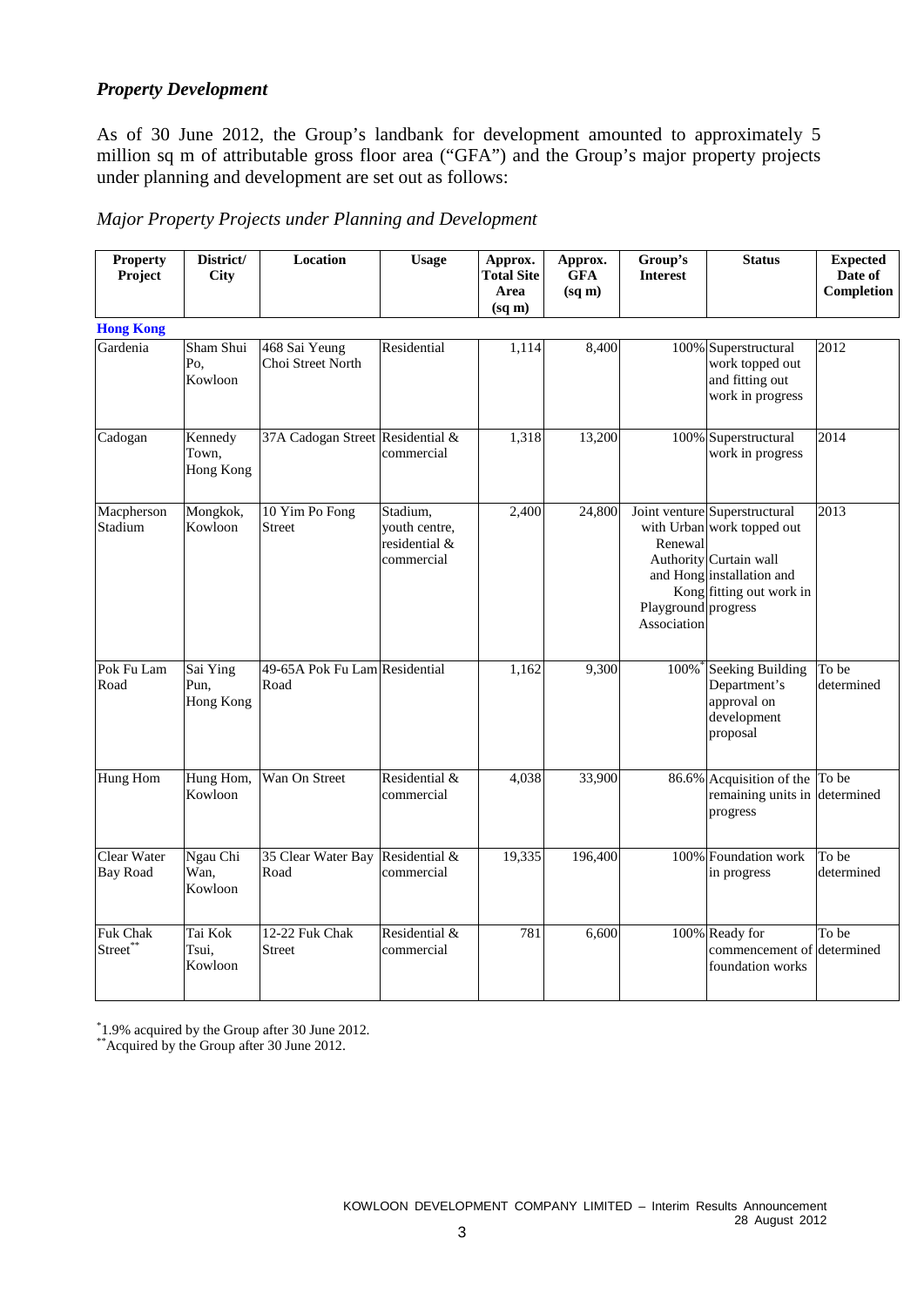### *Property Development*

As of 30 June 2012, the Group's landbank for development amounted to approximately 5 million sq m of attributable gross floor area ("GFA") and the Group's major property projects under planning and development are set out as follows:

*Major Property Projects under Planning and Development*

| Property Project | District/ City | Location | Usage | Approx. Total Site Area (sq m) | Approx. GFA (sq m) | Group's Interest | Status | Expected Date of Completion |
|---|---|---|---|---|---|---|---|---|
| **Hong Kong** | | | | | | | | |
| Gardenia | Sham Shui Po, Kowloon | 468 Sai Yeung Choi Street North | Residential | 1,114 | 8,400 | 100% | Superstructural work topped out and fitting out work in progress | 2012 |
| Cadogan | Kennedy Town, Hong Kong | 37A Cadogan Street | Residential & commercial | 1,318 | 13,200 | 100% | Superstructural work in progress | 2014 |
| Macpherson Stadium | Mongkok, Kowloon | 10 Yim Po Fong Street | Stadium, youth centre, residential & commercial | 2,400 | 24,800 | Joint venture with Urban Renewal Authority and Hong Kong Playground Association | Superstructural work topped out Curtain wall installation and fitting out work in progress | 2013 |
| Pok Fu Lam Road | Sai Ying Pun, Hong Kong | 49-65A Pok Fu Lam Road | Residential | 1,162 | 9,300 | 100%* | Seeking Building Department's approval on development proposal | To be determined |
| Hung Hom | Hung Hom, Kowloon | Wan On Street | Residential & commercial | 4,038 | 33,900 | 86.6% | Acquisition of the remaining units in progress | To be determined |
| Clear Water Bay Road | Ngau Chi Wan, Kowloon | 35 Clear Water Bay Road | Residential & commercial | 19,335 | 196,400 | 100% | Foundation work in progress | To be determined |
| Fuk Chak Street** | Tai Kok Tsui, Kowloon | 12-22 Fuk Chak Street | Residential & commercial | 781 | 6,600 | 100% | Ready for commencement of foundation works | To be determined |

*1.9% acquired by the Group after 30 June 2012.
**Acquired by the Group after 30 June 2012.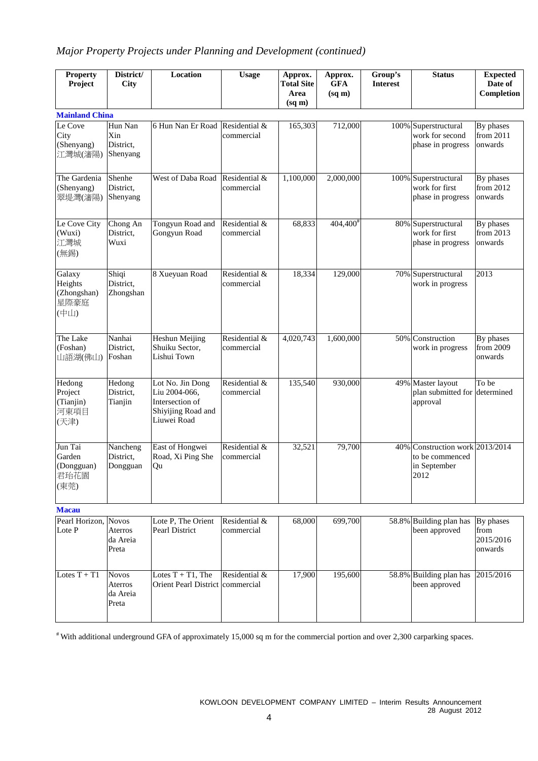*Major Property Projects under Planning and Development (continued)*

| Property Project | District/ City | Location | Usage | Approx. Total Site Area (sq m) | Approx. GFA (sq m) | Group's Interest | Status | Expected Date of Completion |
|---|---|---|---|---|---|---|---|---|
| **Mainland China** | | | | | | | | |
| Le Cove City (Shenyang) 江灣城(瀋陽) | Hun Nan Xin District, Shenyang | 6 Hun Nan Er Road | Residential & commercial | 165,303 | 712,000 | 100% | Superstructural work for second phase in progress | By phases from 2011 onwards |
| The Gardenia (Shenyang) 翠堤灣(瀋陽) | Shenhe District, Shenyang | West of Daba Road | Residential & commercial | 1,100,000 | 2,000,000 | 100% | Superstructural work for first phase in progress | By phases from 2012 onwards |
| Le Cove City (Wuxi) 江灣城 (無錫) | Chong An District, Wuxi | Tongyun Road and Gongyun Road | Residential & commercial | 68,833 | 404,400# | 80% | Superstructural work for first phase in progress | By phases from 2013 onwards |
| Galaxy Heights (Zhongshan) 星際豪庭 (中山) | Shiqi District, Zhongshan | 8 Xueyuan Road | Residential & commercial | 18,334 | 129,000 | 70% | Superstructural work in progress | 2013 |
| The Lake (Foshan) 山語湖(佛山) | Nanhai District, Foshan | Heshun Meijing Shuiku Sector, Lishui Town | Residential & commercial | 4,020,743 | 1,600,000 | 50% | Construction work in progress | By phases from 2009 onwards |
| Hedong Project (Tianjin) 河東項目 (天津) | Hedong District, Tianjin | Lot No. Jin Dong Liu 2004-066, Intersection of Shiyijing Road and Liuwei Road | Residential & commercial | 135,540 | 930,000 | 49% | Master layout plan submitted for approval | To be determined |
| Jun Tai Garden (Dongguan) 君珆花園 (東莞) | Nancheng District, Dongguan | East of Hongwei Road, Xi Ping She Qu | Residential & commercial | 32,521 | 79,700 | 40% | Construction work to be commenced in September 2012 | 2013/2014 |
| **Macau** | | | | | | | | |
| Pearl Horizon, Lote P | Novos Aterros da Areia Preta | Lote P, The Orient Pearl District | Residential & commercial | 68,000 | 699,700 | 58.8% | Building plan has been approved | By phases from 2015/2016 onwards |
| Lotes T + T1 | Novos Aterros da Areia Preta | Lotes T + T1, The Orient Pearl District | Residential & commercial | 17,900 | 195,600 | 58.8% | Building plan has been approved | 2015/2016 |

# With additional underground GFA of approximately 15,000 sq m for the commercial portion and over 2,300 carparking spaces.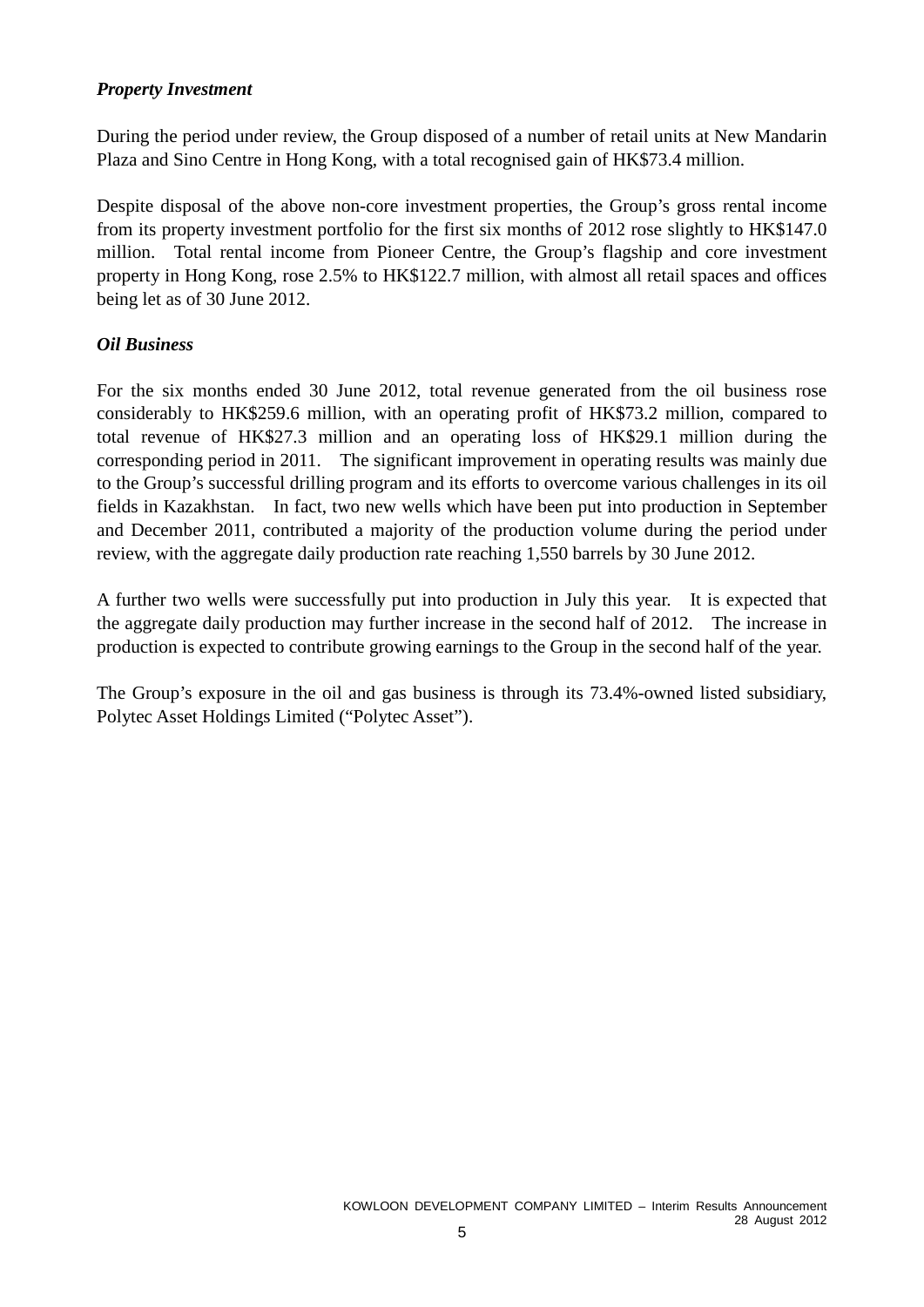***Property Investment***

During the period under review, the Group disposed of a number of retail units at New Mandarin Plaza and Sino Centre in Hong Kong, with a total recognised gain of HK$73.4 million.

Despite disposal of the above non-core investment properties, the Group's gross rental income from its property investment portfolio for the first six months of 2012 rose slightly to HK$147.0 million. Total rental income from Pioneer Centre, the Group's flagship and core investment property in Hong Kong, rose 2.5% to HK$122.7 million, with almost all retail spaces and offices being let as of 30 June 2012.

***Oil Business***

For the six months ended 30 June 2012, total revenue generated from the oil business rose considerably to HK$259.6 million, with an operating profit of HK$73.2 million, compared to total revenue of HK$27.3 million and an operating loss of HK$29.1 million during the corresponding period in 2011. The significant improvement in operating results was mainly due to the Group's successful drilling program and its efforts to overcome various challenges in its oil fields in Kazakhstan. In fact, two new wells which have been put into production in September and December 2011, contributed a majority of the production volume during the period under review, with the aggregate daily production rate reaching 1,550 barrels by 30 June 2012.

A further two wells were successfully put into production in July this year. It is expected that the aggregate daily production may further increase in the second half of 2012. The increase in production is expected to contribute growing earnings to the Group in the second half of the year.

The Group's exposure in the oil and gas business is through its 73.4%-owned listed subsidiary, Polytec Asset Holdings Limited ("Polytec Asset").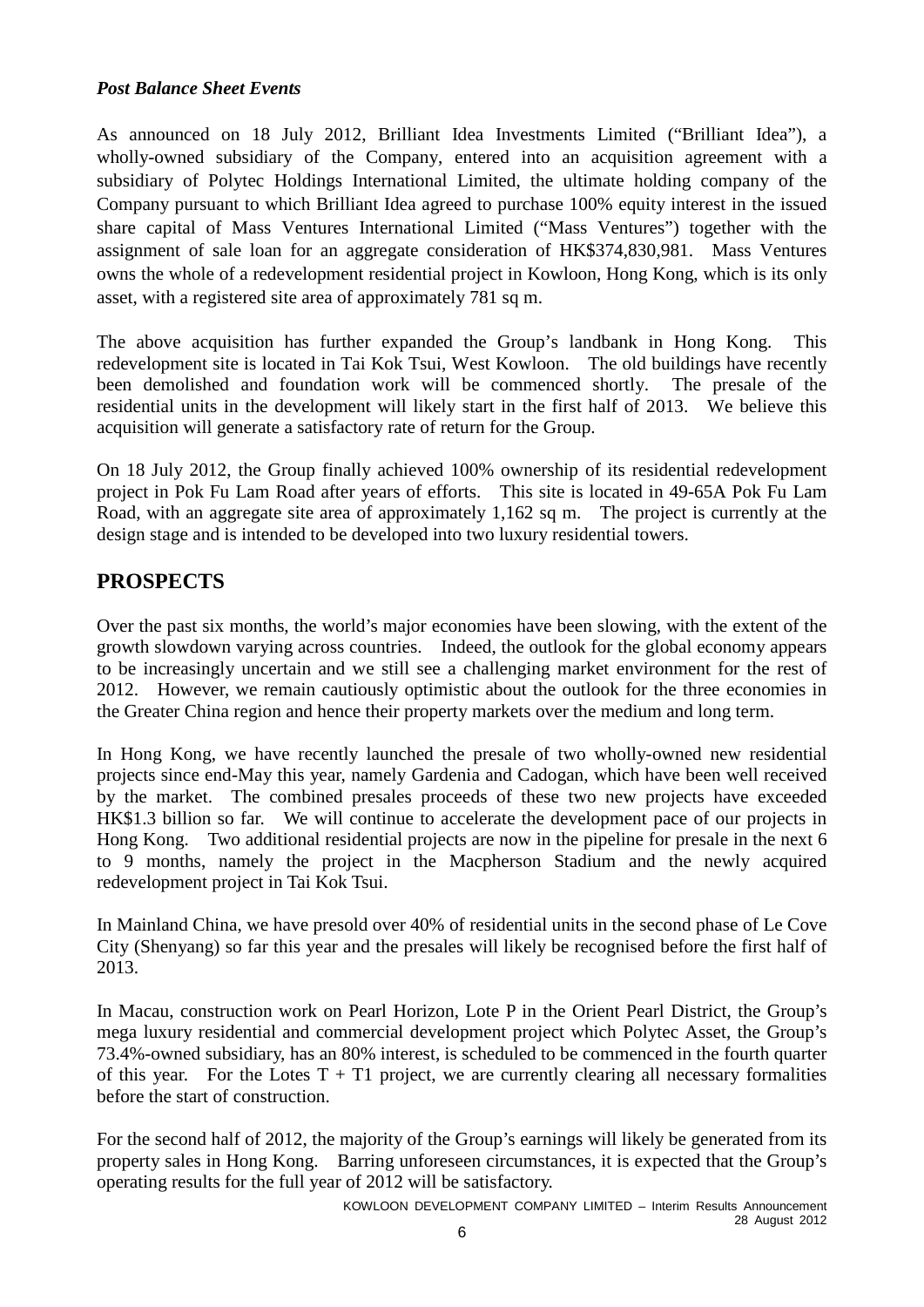*Post Balance Sheet Events*

As announced on 18 July 2012, Brilliant Idea Investments Limited ("Brilliant Idea"), a wholly-owned subsidiary of the Company, entered into an acquisition agreement with a subsidiary of Polytec Holdings International Limited, the ultimate holding company of the Company pursuant to which Brilliant Idea agreed to purchase 100% equity interest in the issued share capital of Mass Ventures International Limited ("Mass Ventures") together with the assignment of sale loan for an aggregate consideration of HK$374,830,981. Mass Ventures owns the whole of a redevelopment residential project in Kowloon, Hong Kong, which is its only asset, with a registered site area of approximately 781 sq m.

The above acquisition has further expanded the Group's landbank in Hong Kong. This redevelopment site is located in Tai Kok Tsui, West Kowloon. The old buildings have recently been demolished and foundation work will be commenced shortly. The presale of the residential units in the development will likely start in the first half of 2013. We believe this acquisition will generate a satisfactory rate of return for the Group.

On 18 July 2012, the Group finally achieved 100% ownership of its residential redevelopment project in Pok Fu Lam Road after years of efforts. This site is located in 49-65A Pok Fu Lam Road, with an aggregate site area of approximately 1,162 sq m. The project is currently at the design stage and is intended to be developed into two luxury residential towers.

## PROSPECTS

Over the past six months, the world's major economies have been slowing, with the extent of the growth slowdown varying across countries. Indeed, the outlook for the global economy appears to be increasingly uncertain and we still see a challenging market environment for the rest of 2012. However, we remain cautiously optimistic about the outlook for the three economies in the Greater China region and hence their property markets over the medium and long term.

In Hong Kong, we have recently launched the presale of two wholly-owned new residential projects since end-May this year, namely Gardenia and Cadogan, which have been well received by the market. The combined presales proceeds of these two new projects have exceeded HK$1.3 billion so far. We will continue to accelerate the development pace of our projects in Hong Kong. Two additional residential projects are now in the pipeline for presale in the next 6 to 9 months, namely the project in the Macpherson Stadium and the newly acquired redevelopment project in Tai Kok Tsui.

In Mainland China, we have presold over 40% of residential units in the second phase of Le Cove City (Shenyang) so far this year and the presales will likely be recognised before the first half of 2013.

In Macau, construction work on Pearl Horizon, Lote P in the Orient Pearl District, the Group's mega luxury residential and commercial development project which Polytec Asset, the Group's 73.4%-owned subsidiary, has an 80% interest, is scheduled to be commenced in the fourth quarter of this year. For the Lotes T + T1 project, we are currently clearing all necessary formalities before the start of construction.

For the second half of 2012, the majority of the Group's earnings will likely be generated from its property sales in Hong Kong. Barring unforeseen circumstances, it is expected that the Group's operating results for the full year of 2012 will be satisfactory.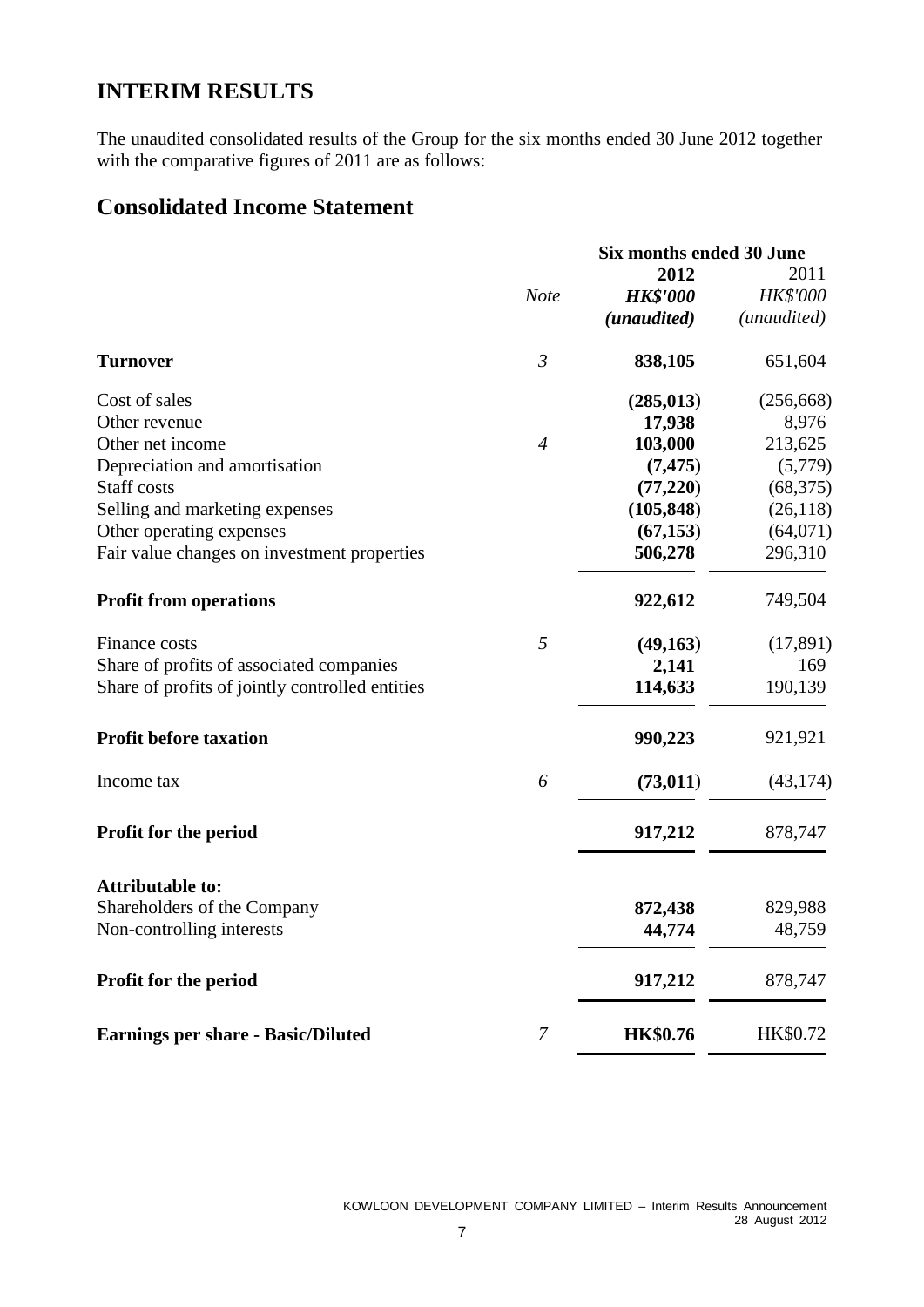# INTERIM RESULTS

The unaudited consolidated results of the Group for the six months ended 30 June 2012 together with the comparative figures of 2011 are as follows:

# Consolidated Income Statement

| | | Six months ended 30 June | |
|---|---|---|---|
| | *Note* | **2012** | 2011 |
| | | ***HK$'000*** | *HK$'000* |
| | | ***(unaudited)*** | *(unaudited)* |
| **Turnover** | *3* | **838,105** | 651,604 |
| Cost of sales | | **(285,013)** | (256,668) |
| Other revenue | | **17,938** | 8,976 |
| Other net income | *4* | **103,000** | 213,625 |
| Depreciation and amortisation | | **(7,475)** | (5,779) |
| Staff costs | | **(77,220)** | (68,375) |
| Selling and marketing expenses | | **(105,848)** | (26,118) |
| Other operating expenses | | **(67,153)** | (64,071) |
| Fair value changes on investment properties | | **506,278** | 296,310 |
| **Profit from operations** | | **922,612** | 749,504 |
| Finance costs | *5* | **(49,163)** | (17,891) |
| Share of profits of associated companies | | **2,141** | 169 |
| Share of profits of jointly controlled entities | | **114,633** | 190,139 |
| **Profit before taxation** | | **990,223** | 921,921 |
| Income tax | *6* | **(73,011)** | (43,174) |
| **Profit for the period** | | **917,212** | 878,747 |
| **Attributable to:** | | | |
| Shareholders of the Company | | **872,438** | 829,988 |
| Non-controlling interests | | **44,774** | 48,759 |
| **Profit for the period** | | **917,212** | 878,747 |
| **Earnings per share - Basic/Diluted** | *7* | **HK$0.76** | HK$0.72 |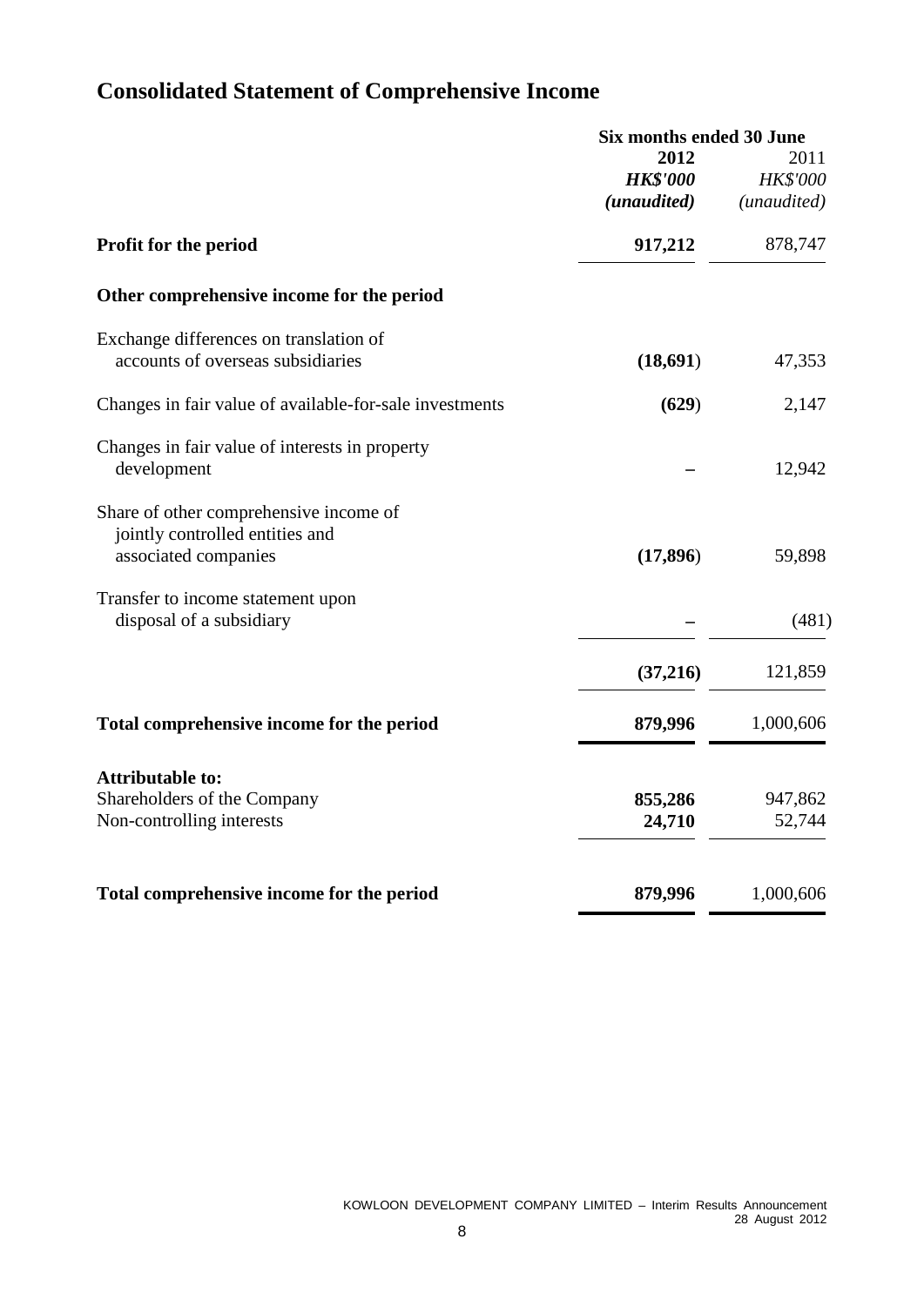# Consolidated Statement of Comprehensive Income

| | Six months ended 30 June | |
|---|---|---|
| | **2012** | 2011 |
| | ***HK$'000*** | *HK$'000* |
| | ***(unaudited)*** | *(unaudited)* |
| **Profit for the period** | **917,212** | 878,747 |
| **Other comprehensive income for the period** | | |
| Exchange differences on translation of accounts of overseas subsidiaries | **(18,691)** | 47,353 |
| Changes in fair value of available-for-sale investments | **(629)** | 2,147 |
| Changes in fair value of interests in property development | **–** | 12,942 |
| Share of other comprehensive income of jointly controlled entities and associated companies | **(17,896)** | 59,898 |
| Transfer to income statement upon disposal of a subsidiary | **–** | (481) |
| | **(37,216)** | 121,859 |
| **Total comprehensive income for the period** | **879,996** | 1,000,606 |
| **Attributable to:** | | |
| Shareholders of the Company | **855,286** | 947,862 |
| Non-controlling interests | **24,710** | 52,744 |
| **Total comprehensive income for the period** | **879,996** | 1,000,606 |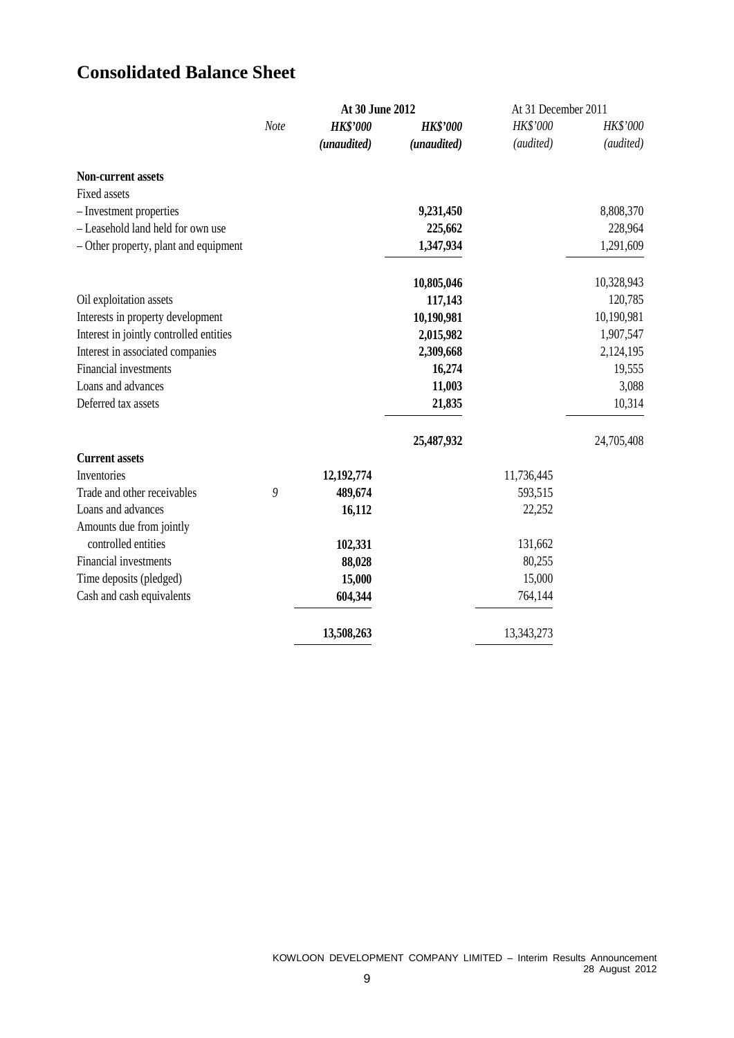# Consolidated Balance Sheet

| | | At 30 June 2012 | | At 31 December 2011 | |
|---|---|---|---|---|---|
| | *Note* | ***HK$'000*** | ***HK$'000*** | *HK$'000* | *HK$'000* |
| | | ***(unaudited)*** | ***(unaudited)*** | *(audited)* | *(audited)* |
| **Non-current assets** | | | | | |
| Fixed assets | | | | | |
| – Investment properties | | | **9,231,450** | | 8,808,370 |
| – Leasehold land held for own use | | | **225,662** | | 228,964 |
| – Other property, plant and equipment | | | **1,347,934** | | 1,291,609 |
| | | | **10,805,046** | | 10,328,943 |
| Oil exploitation assets | | | **117,143** | | 120,785 |
| Interests in property development | | | **10,190,981** | | 10,190,981 |
| Interest in jointly controlled entities | | | **2,015,982** | | 1,907,547 |
| Interest in associated companies | | | **2,309,668** | | 2,124,195 |
| Financial investments | | | **16,274** | | 19,555 |
| Loans and advances | | | **11,003** | | 3,088 |
| Deferred tax assets | | | **21,835** | | 10,314 |
| | | | **25,487,932** | | 24,705,408 |
| **Current assets** | | | | | |
| Inventories | | **12,192,774** | | 11,736,445 | |
| Trade and other receivables | 9 | **489,674** | | 593,515 | |
| Loans and advances | | **16,112** | | 22,252 | |
| Amounts due from jointly controlled entities | | **102,331** | | 131,662 | |
| Financial investments | | **88,028** | | 80,255 | |
| Time deposits (pledged) | | **15,000** | | 15,000 | |
| Cash and cash equivalents | | **604,344** | | 764,144 | |
| | | **13,508,263** | | 13,343,273 | |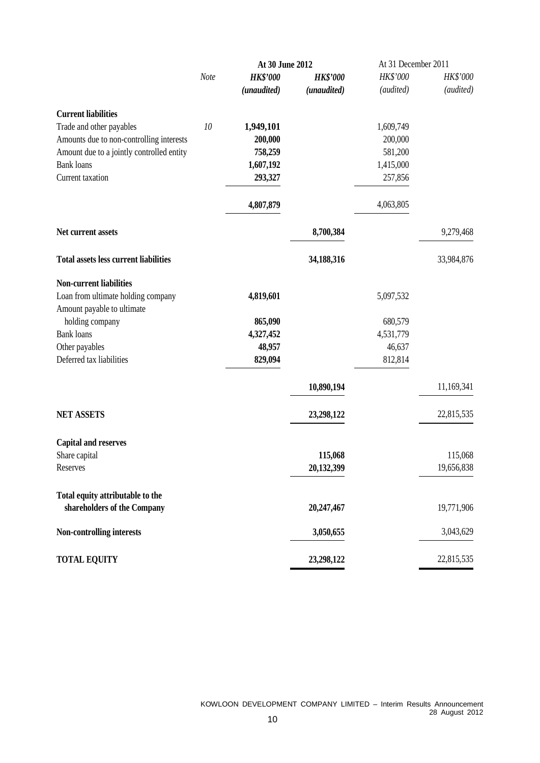| | Note | At 30 June 2012 | | At 31 December 2011 | |
|---|---|---|---|---|---|
| | | ***HK$'000*** | ***HK$'000*** | *HK$'000* | *HK$'000* |
| | | ***(unaudited)*** | ***(unaudited)*** | *(audited)* | *(audited)* |
| **Current liabilities** | | | | | |
| Trade and other payables | *10* | **1,949,101** | | 1,609,749 | |
| Amounts due to non-controlling interests | | **200,000** | | 200,000 | |
| Amount due to a jointly controlled entity | | **758,259** | | 581,200 | |
| Bank loans | | **1,607,192** | | 1,415,000 | |
| Current taxation | | **293,327** | | 257,856 | |
| | | **4,807,879** | | 4,063,805 | |
| **Net current assets** | | | **8,700,384** | | 9,279,468 |
| **Total assets less current liabilities** | | | **34,188,316** | | 33,984,876 |
| **Non-current liabilities** | | | | | |
| Loan from ultimate holding company | | **4,819,601** | | 5,097,532 | |
| Amount payable to ultimate holding company | | **865,090** | | 680,579 | |
| Bank loans | | **4,327,452** | | 4,531,779 | |
| Other payables | | **48,957** | | 46,637 | |
| Deferred tax liabilities | | **829,094** | | 812,814 | |
| | | | **10,890,194** | | 11,169,341 |
| **NET ASSETS** | | | **23,298,122** | | 22,815,535 |
| **Capital and reserves** | | | | | |
| Share capital | | | **115,068** | | 115,068 |
| Reserves | | | **20,132,399** | | 19,656,838 |
| **Total equity attributable to the shareholders of the Company** | | | **20,247,467** | | 19,771,906 |
| **Non-controlling interests** | | | **3,050,655** | | 3,043,629 |
| **TOTAL EQUITY** | | | **23,298,122** | | 22,815,535 |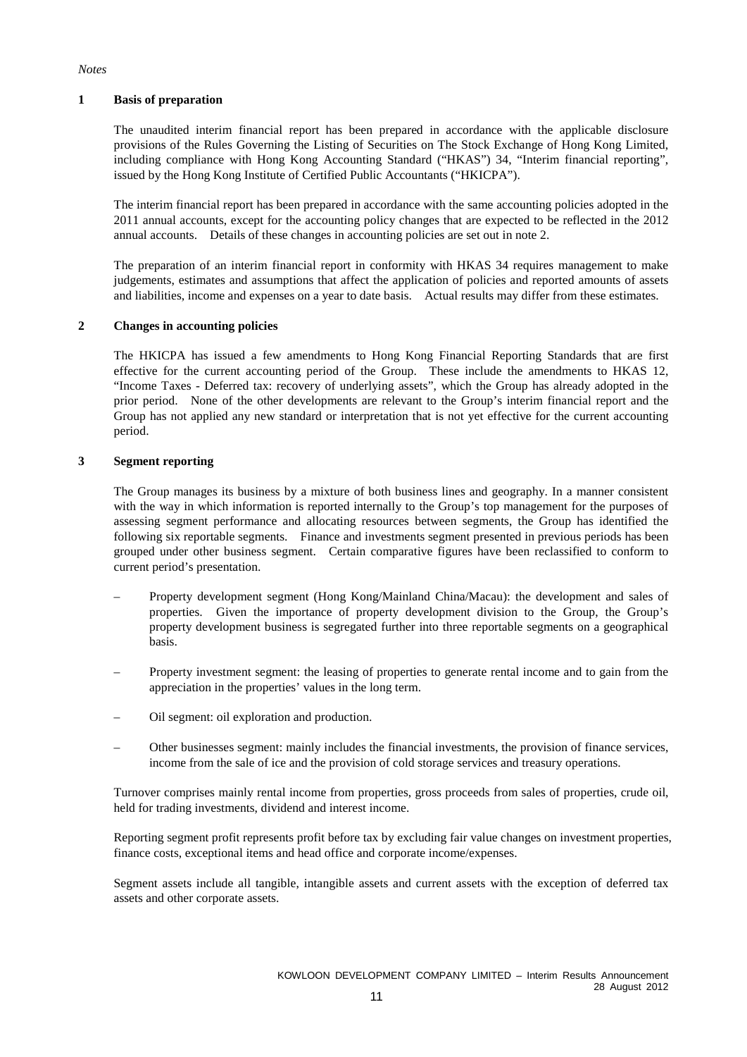*Notes*

## 1 Basis of preparation

The unaudited interim financial report has been prepared in accordance with the applicable disclosure provisions of the Rules Governing the Listing of Securities on The Stock Exchange of Hong Kong Limited, including compliance with Hong Kong Accounting Standard ("HKAS") 34, "Interim financial reporting", issued by the Hong Kong Institute of Certified Public Accountants ("HKICPA").

The interim financial report has been prepared in accordance with the same accounting policies adopted in the 2011 annual accounts, except for the accounting policy changes that are expected to be reflected in the 2012 annual accounts. Details of these changes in accounting policies are set out in note 2.

The preparation of an interim financial report in conformity with HKAS 34 requires management to make judgements, estimates and assumptions that affect the application of policies and reported amounts of assets and liabilities, income and expenses on a year to date basis. Actual results may differ from these estimates.

## 2 Changes in accounting policies

The HKICPA has issued a few amendments to Hong Kong Financial Reporting Standards that are first effective for the current accounting period of the Group. These include the amendments to HKAS 12, "Income Taxes - Deferred tax: recovery of underlying assets", which the Group has already adopted in the prior period. None of the other developments are relevant to the Group's interim financial report and the Group has not applied any new standard or interpretation that is not yet effective for the current accounting period.

## 3 Segment reporting

The Group manages its business by a mixture of both business lines and geography. In a manner consistent with the way in which information is reported internally to the Group's top management for the purposes of assessing segment performance and allocating resources between segments, the Group has identified the following six reportable segments. Finance and investments segment presented in previous periods has been grouped under other business segment. Certain comparative figures have been reclassified to conform to current period's presentation.

- Property development segment (Hong Kong/Mainland China/Macau): the development and sales of properties. Given the importance of property development division to the Group, the Group's property development business is segregated further into three reportable segments on a geographical basis.

- Property investment segment: the leasing of properties to generate rental income and to gain from the appreciation in the properties' values in the long term.

- Oil segment: oil exploration and production.

- Other businesses segment: mainly includes the financial investments, the provision of finance services, income from the sale of ice and the provision of cold storage services and treasury operations.

Turnover comprises mainly rental income from properties, gross proceeds from sales of properties, crude oil, held for trading investments, dividend and interest income.

Reporting segment profit represents profit before tax by excluding fair value changes on investment properties, finance costs, exceptional items and head office and corporate income/expenses.

Segment assets include all tangible, intangible assets and current assets with the exception of deferred tax assets and other corporate assets.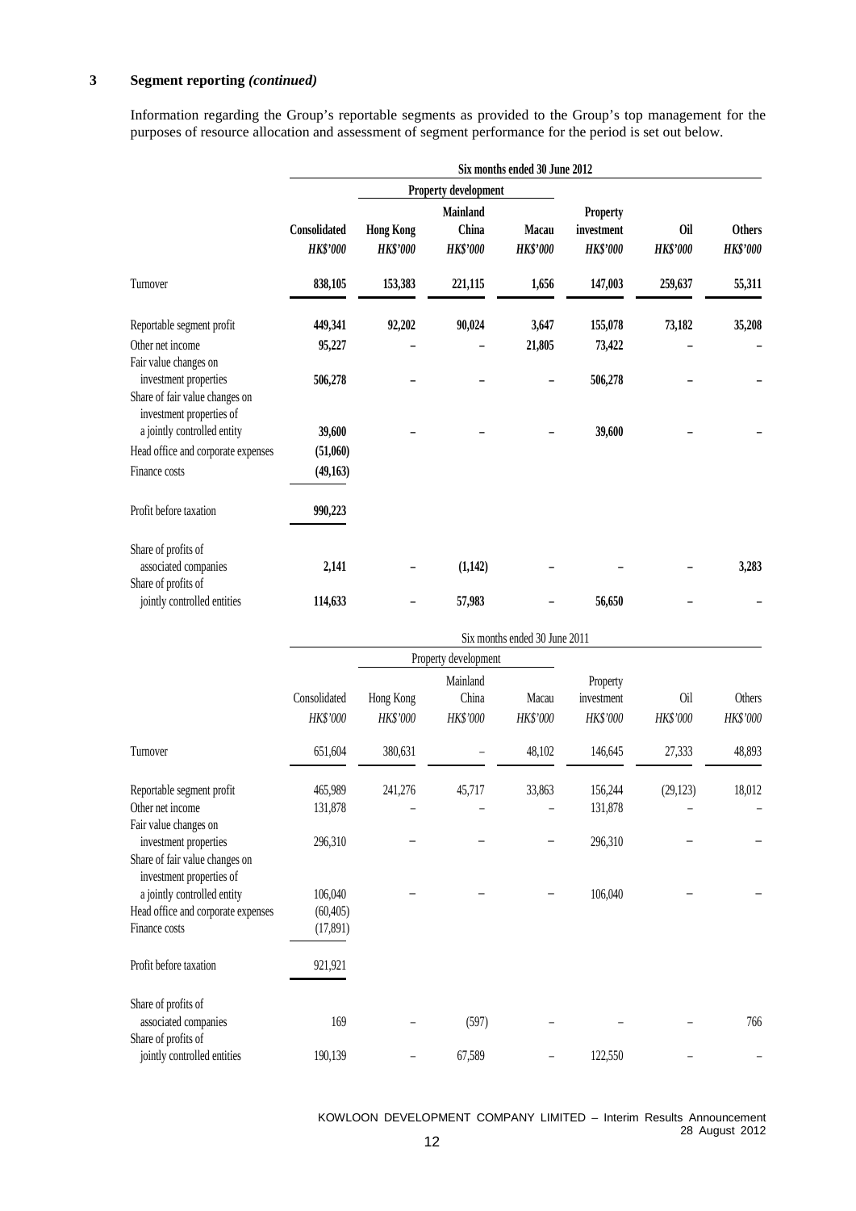## 3 Segment reporting *(continued)*

Information regarding the Group's reportable segments as provided to the Group's top management for the purposes of resource allocation and assessment of segment performance for the period is set out below.

| | **Six months ended 30 June 2012** | | | | | | |
|---|---|---|---|---|---|---|---|
| | | **Property development** | | | | | |
| | **Consolidated** | **Hong Kong** | **Mainland China** | **Macau** | **Property investment** | **Oil** | **Others** |
| | ***HK$'000*** | ***HK$'000*** | ***HK$'000*** | ***HK$'000*** | ***HK$'000*** | ***HK$'000*** | ***HK$'000*** |
| Turnover | **838,105** | **153,383** | **221,115** | **1,656** | **147,003** | **259,637** | **55,311** |
| Reportable segment profit | **449,341** | **92,202** | **90,024** | **3,647** | **155,078** | **73,182** | **35,208** |
| Other net income | **95,227** | **–** | **–** | **21,805** | **73,422** | **–** | **–** |
| Fair value changes on investment properties | **506,278** | **–** | **–** | **–** | **506,278** | **–** | **–** |
| Share of fair value changes on investment properties of a jointly controlled entity | **39,600** | **–** | **–** | **–** | **39,600** | **–** | **–** |
| Head office and corporate expenses | **(51,060)** | | | | | | |
| Finance costs | **(49,163)** | | | | | | |
| Profit before taxation | **990,223** | | | | | | |
| Share of profits of associated companies | **2,141** | **–** | **(1,142)** | **–** | **–** | **–** | **3,283** |
| Share of profits of jointly controlled entities | **114,633** | **–** | **57,983** | **–** | **56,650** | **–** | **–** |

| | Six months ended 30 June 2011 | | | | | | |
|---|---|---|---|---|---|---|---|
| | | Property development | | | | | |
| | Consolidated | Hong Kong | Mainland China | Macau | Property investment | Oil | Others |
| | *HK$'000* | *HK$'000* | *HK$'000* | *HK$'000* | *HK$'000* | *HK$'000* | *HK$'000* |
| Turnover | 651,604 | 380,631 | – | 48,102 | 146,645 | 27,333 | 48,893 |
| Reportable segment profit | 465,989 | 241,276 | 45,717 | 33,863 | 156,244 | (29,123) | 18,012 |
| Other net income | 131,878 | – | – | – | 131,878 | – | – |
| Fair value changes on investment properties | 296,310 | – | – | – | 296,310 | – | – |
| Share of fair value changes on investment properties of a jointly controlled entity | 106,040 | – | – | – | 106,040 | – | – |
| Head office and corporate expenses | (60,405) | | | | | | |
| Finance costs | (17,891) | | | | | | |
| Profit before taxation | 921,921 | | | | | | |
| Share of profits of associated companies | 169 | – | (597) | – | – | – | 766 |
| Share of profits of jointly controlled entities | 190,139 | – | 67,589 | – | 122,550 | – | – |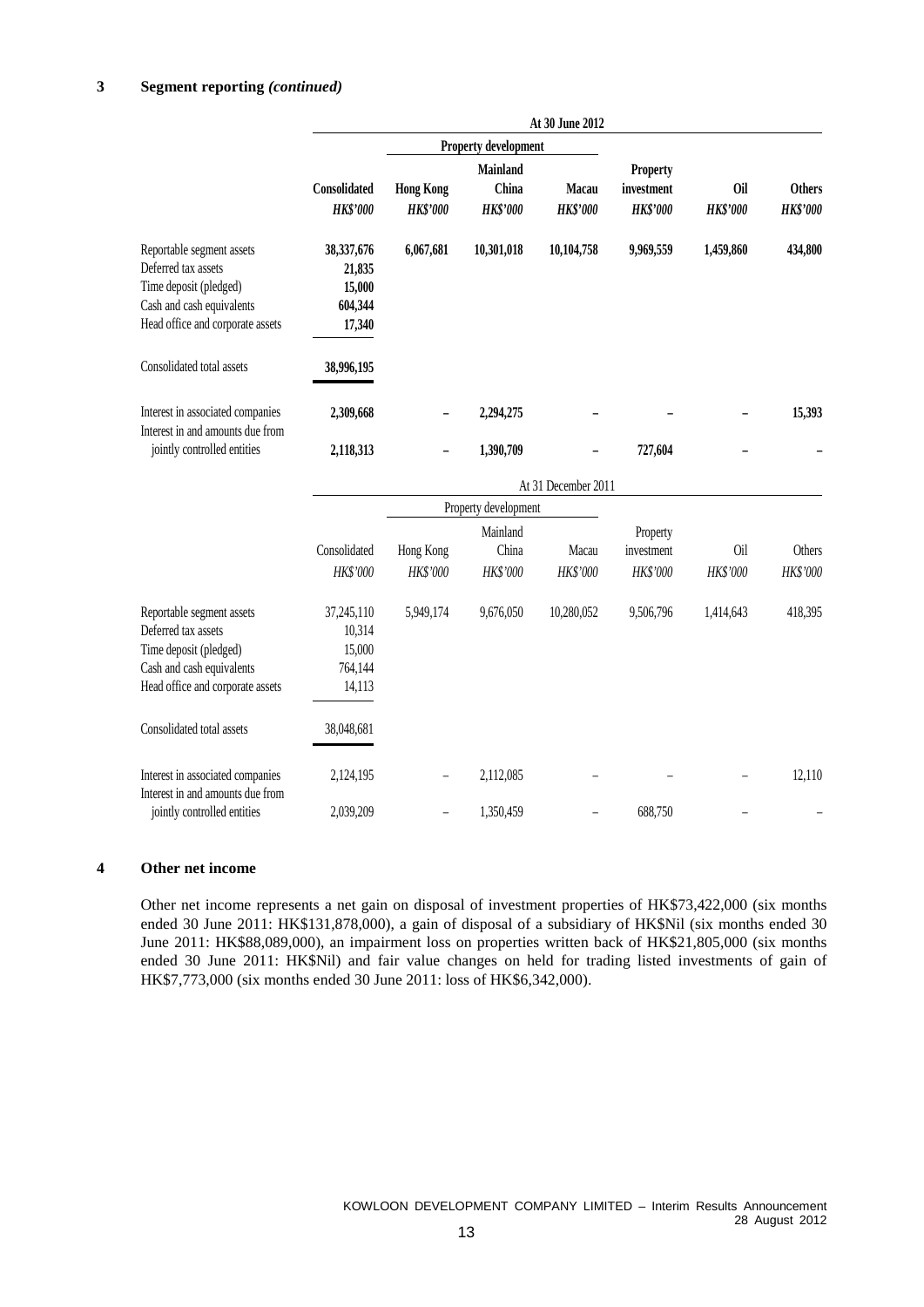### 3 Segment reporting *(continued)*

| | At 30 June 2012 | | | | | | |
|---|---|---|---|---|---|---|---|
| | | Property development | | | | | |
| | Consolidated | Hong Kong | Mainland China | Macau | Property investment | Oil | Others |
| | *HK$'000* | *HK$'000* | *HK$'000* | *HK$'000* | *HK$'000* | *HK$'000* | *HK$'000* |
| Reportable segment assets | **38,337,676** | **6,067,681** | **10,301,018** | **10,104,758** | **9,969,559** | **1,459,860** | **434,800** |
| Deferred tax assets | **21,835** | | | | | | |
| Time deposit (pledged) | **15,000** | | | | | | |
| Cash and cash equivalents | **604,344** | | | | | | |
| Head office and corporate assets | **17,340** | | | | | | |
| Consolidated total assets | **38,996,195** | | | | | | |
| Interest in associated companies | **2,309,668** | **–** | **2,294,275** | **–** | **–** | **–** | **15,393** |
| Interest in and amounts due from jointly controlled entities | **2,118,313** | **–** | **1,390,709** | **–** | **727,604** | **–** | **–** |

| | At 31 December 2011 | | | | | | |
|---|---|---|---|---|---|---|---|
| | | Property development | | | | | |
| | Consolidated | Hong Kong | Mainland China | Macau | Property investment | Oil | Others |
| | *HK$'000* | *HK$'000* | *HK$'000* | *HK$'000* | *HK$'000* | *HK$'000* | *HK$'000* |
| Reportable segment assets | 37,245,110 | 5,949,174 | 9,676,050 | 10,280,052 | 9,506,796 | 1,414,643 | 418,395 |
| Deferred tax assets | 10,314 | | | | | | |
| Time deposit (pledged) | 15,000 | | | | | | |
| Cash and cash equivalents | 764,144 | | | | | | |
| Head office and corporate assets | 14,113 | | | | | | |
| Consolidated total assets | 38,048,681 | | | | | | |
| Interest in associated companies | 2,124,195 | – | 2,112,085 | – | – | – | 12,110 |
| Interest in and amounts due from jointly controlled entities | 2,039,209 | – | 1,350,459 | – | 688,750 | – | – |

### 4 Other net income

Other net income represents a net gain on disposal of investment properties of HK$73,422,000 (six months ended 30 June 2011: HK$131,878,000), a gain of disposal of a subsidiary of HK$Nil (six months ended 30 June 2011: HK$88,089,000), an impairment loss on properties written back of HK$21,805,000 (six months ended 30 June 2011: HK$Nil) and fair value changes on held for trading listed investments of gain of HK$7,773,000 (six months ended 30 June 2011: loss of HK$6,342,000).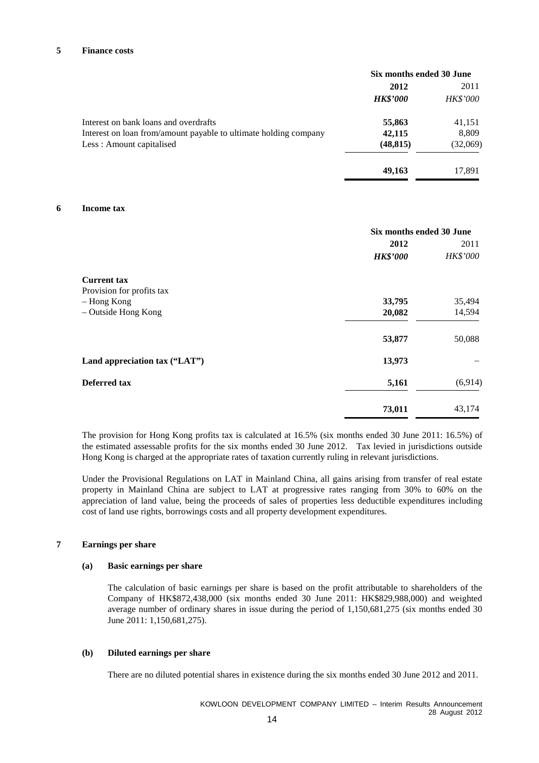## 5 Finance costs

| | Six months ended 30 June | |
|---|---|---|
| | **2012** | 2011 |
| | ***HK$'000*** | *HK$'000* |
| Interest on bank loans and overdrafts | **55,863** | 41,151 |
| Interest on loan from/amount payable to ultimate holding company | **42,115** | 8,809 |
| Less : Amount capitalised | **(48,815)** | (32,069) |
| | **49,163** | 17,891 |

## 6 Income tax

| | Six months ended 30 June | |
|---|---|---|
| | **2012** | 2011 |
| | ***HK$'000*** | *HK$'000* |
| **Current tax** | | |
| Provision for profits tax | | |
| – Hong Kong | **33,795** | 35,494 |
| – Outside Hong Kong | **20,082** | 14,594 |
| | **53,877** | 50,088 |
| **Land appreciation tax ("LAT")** | **13,973** | – |
| **Deferred tax** | **5,161** | (6,914) |
| | **73,011** | 43,174 |

The provision for Hong Kong profits tax is calculated at 16.5% (six months ended 30 June 2011: 16.5%) of the estimated assessable profits for the six months ended 30 June 2012. Tax levied in jurisdictions outside Hong Kong is charged at the appropriate rates of taxation currently ruling in relevant jurisdictions.

Under the Provisional Regulations on LAT in Mainland China, all gains arising from transfer of real estate property in Mainland China are subject to LAT at progressive rates ranging from 30% to 60% on the appreciation of land value, being the proceeds of sales of properties less deductible expenditures including cost of land use rights, borrowings costs and all property development expenditures.

## 7 Earnings per share

### (a) Basic earnings per share

The calculation of basic earnings per share is based on the profit attributable to shareholders of the Company of HK$872,438,000 (six months ended 30 June 2011: HK$829,988,000) and weighted average number of ordinary shares in issue during the period of 1,150,681,275 (six months ended 30 June 2011: 1,150,681,275).

### (b) Diluted earnings per share

There are no diluted potential shares in existence during the six months ended 30 June 2012 and 2011.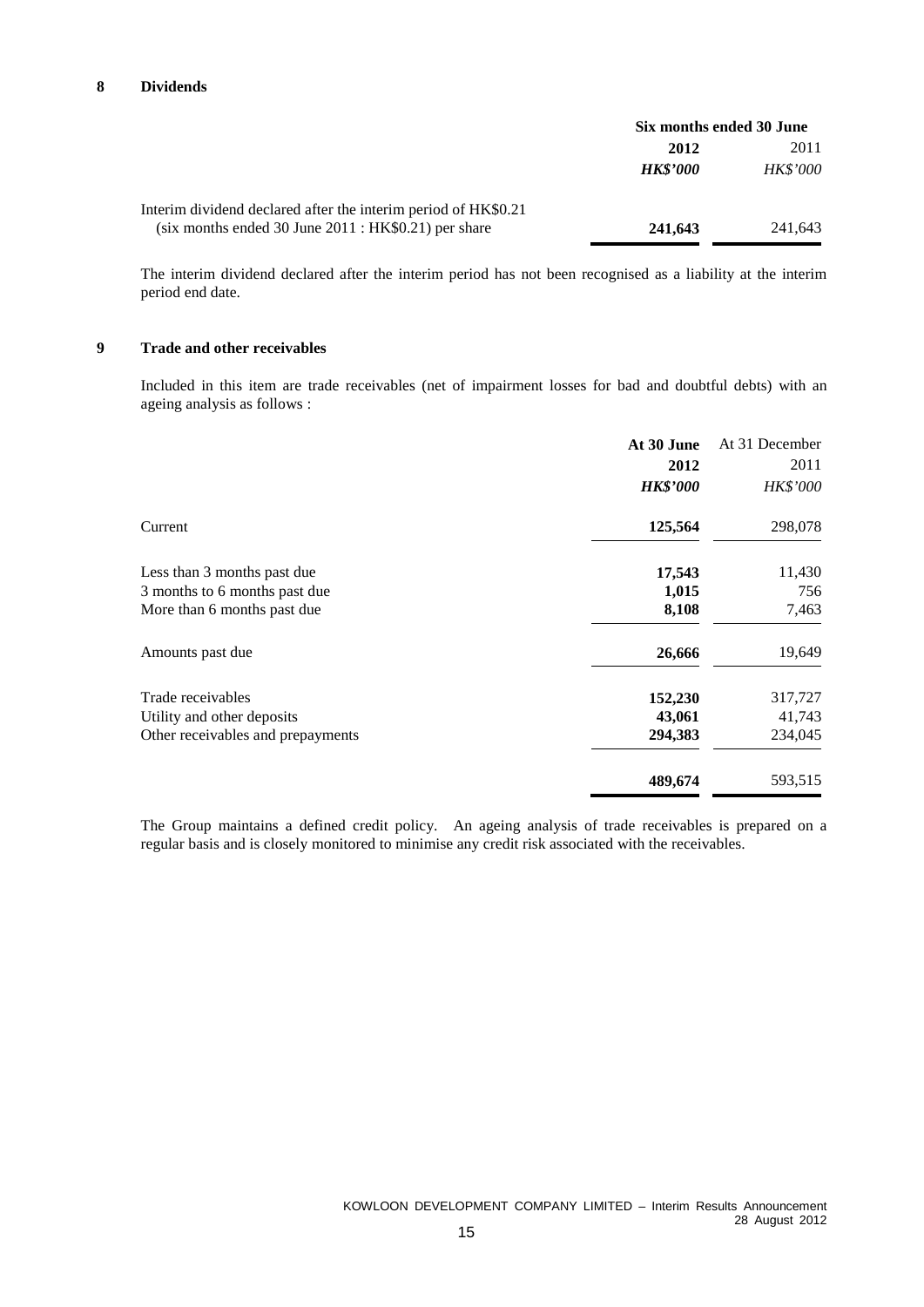## 8 Dividends

| | Six months ended 30 June | |
|---|---|---|
| | **2012** | 2011 |
| | ***HK$'000*** | *HK$'000* |
| Interim dividend declared after the interim period of HK$0.21 (six months ended 30 June 2011 : HK$0.21) per share | **241,643** | 241,643 |

The interim dividend declared after the interim period has not been recognised as a liability at the interim period end date.

## 9 Trade and other receivables

Included in this item are trade receivables (net of impairment losses for bad and doubtful debts) with an ageing analysis as follows :

| | **At 30 June 2012** | At 31 December 2011 |
|---|---|---|
| | ***HK$'000*** | *HK$'000* |
| Current | **125,564** | 298,078 |
| Less than 3 months past due | **17,543** | 11,430 |
| 3 months to 6 months past due | **1,015** | 756 |
| More than 6 months past due | **8,108** | 7,463 |
| Amounts past due | **26,666** | 19,649 |
| Trade receivables | **152,230** | 317,727 |
| Utility and other deposits | **43,061** | 41,743 |
| Other receivables and prepayments | **294,383** | 234,045 |
| | **489,674** | 593,515 |

The Group maintains a defined credit policy. An ageing analysis of trade receivables is prepared on a regular basis and is closely monitored to minimise any credit risk associated with the receivables.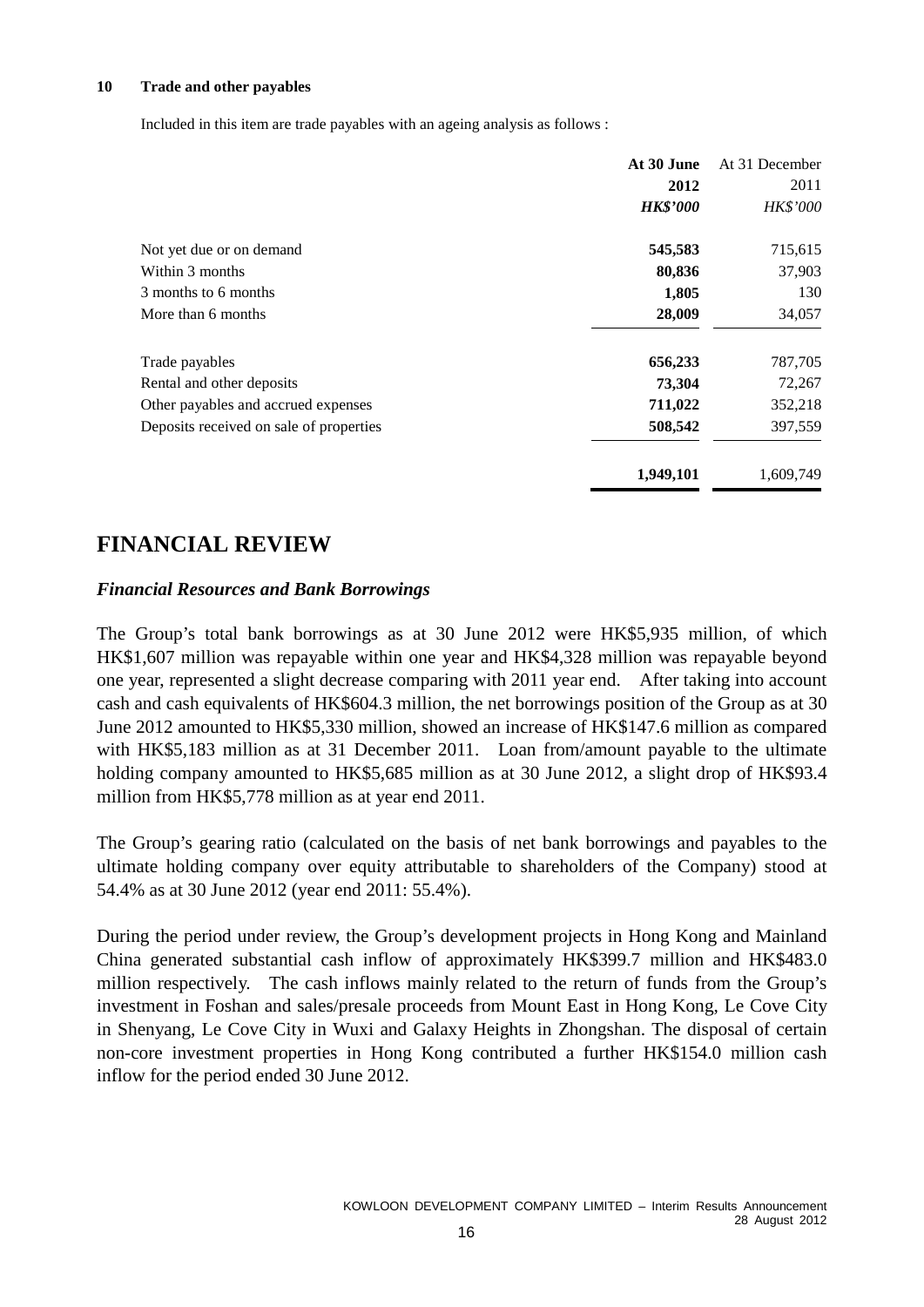**10 Trade and other payables**

Included in this item are trade payables with an ageing analysis as follows :

| | **At 30 June 2012** | At 31 December 2011 |
|---|---|---|
| | ***HK$'000*** | *HK$'000* |
| Not yet due or on demand | **545,583** | 715,615 |
| Within 3 months | **80,836** | 37,903 |
| 3 months to 6 months | **1,805** | 130 |
| More than 6 months | **28,009** | 34,057 |
| Trade payables | **656,233** | 787,705 |
| Rental and other deposits | **73,304** | 72,267 |
| Other payables and accrued expenses | **711,022** | 352,218 |
| Deposits received on sale of properties | **508,542** | 397,559 |
| | **1,949,101** | 1,609,749 |

# FINANCIAL REVIEW

### *Financial Resources and Bank Borrowings*

The Group's total bank borrowings as at 30 June 2012 were HK$5,935 million, of which HK$1,607 million was repayable within one year and HK$4,328 million was repayable beyond one year, represented a slight decrease comparing with 2011 year end. After taking into account cash and cash equivalents of HK$604.3 million, the net borrowings position of the Group as at 30 June 2012 amounted to HK$5,330 million, showed an increase of HK$147.6 million as compared with HK$5,183 million as at 31 December 2011. Loan from/amount payable to the ultimate holding company amounted to HK$5,685 million as at 30 June 2012, a slight drop of HK$93.4 million from HK$5,778 million as at year end 2011.

The Group's gearing ratio (calculated on the basis of net bank borrowings and payables to the ultimate holding company over equity attributable to shareholders of the Company) stood at 54.4% as at 30 June 2012 (year end 2011: 55.4%).

During the period under review, the Group's development projects in Hong Kong and Mainland China generated substantial cash inflow of approximately HK$399.7 million and HK$483.0 million respectively. The cash inflows mainly related to the return of funds from the Group's investment in Foshan and sales/presale proceeds from Mount East in Hong Kong, Le Cove City in Shenyang, Le Cove City in Wuxi and Galaxy Heights in Zhongshan. The disposal of certain non-core investment properties in Hong Kong contributed a further HK$154.0 million cash inflow for the period ended 30 June 2012.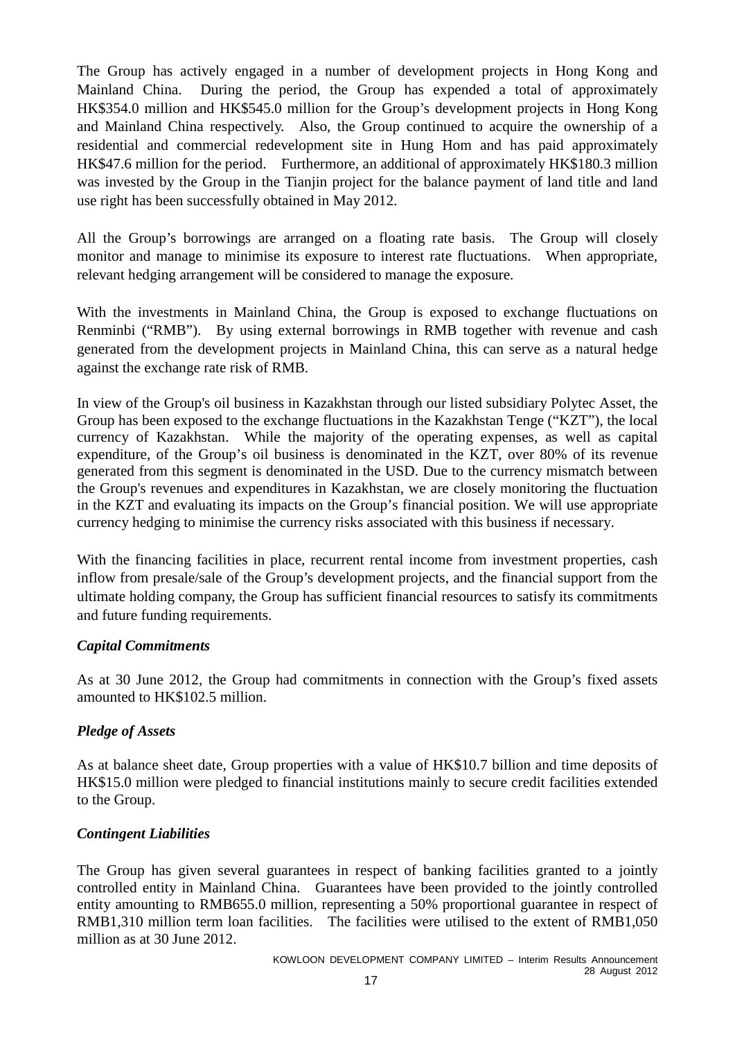The Group has actively engaged in a number of development projects in Hong Kong and Mainland China. During the period, the Group has expended a total of approximately HK$354.0 million and HK$545.0 million for the Group's development projects in Hong Kong and Mainland China respectively. Also, the Group continued to acquire the ownership of a residential and commercial redevelopment site in Hung Hom and has paid approximately HK$47.6 million for the period. Furthermore, an additional of approximately HK$180.3 million was invested by the Group in the Tianjin project for the balance payment of land title and land use right has been successfully obtained in May 2012.

All the Group's borrowings are arranged on a floating rate basis. The Group will closely monitor and manage to minimise its exposure to interest rate fluctuations. When appropriate, relevant hedging arrangement will be considered to manage the exposure.

With the investments in Mainland China, the Group is exposed to exchange fluctuations on Renminbi ("RMB"). By using external borrowings in RMB together with revenue and cash generated from the development projects in Mainland China, this can serve as a natural hedge against the exchange rate risk of RMB.

In view of the Group's oil business in Kazakhstan through our listed subsidiary Polytec Asset, the Group has been exposed to the exchange fluctuations in the Kazakhstan Tenge ("KZT"), the local currency of Kazakhstan. While the majority of the operating expenses, as well as capital expenditure, of the Group's oil business is denominated in the KZT, over 80% of its revenue generated from this segment is denominated in the USD. Due to the currency mismatch between the Group's revenues and expenditures in Kazakhstan, we are closely monitoring the fluctuation in the KZT and evaluating its impacts on the Group's financial position. We will use appropriate currency hedging to minimise the currency risks associated with this business if necessary.

With the financing facilities in place, recurrent rental income from investment properties, cash inflow from presale/sale of the Group's development projects, and the financial support from the ultimate holding company, the Group has sufficient financial resources to satisfy its commitments and future funding requirements.

***Capital Commitments***

As at 30 June 2012, the Group had commitments in connection with the Group's fixed assets amounted to HK$102.5 million.

***Pledge of Assets***

As at balance sheet date, Group properties with a value of HK$10.7 billion and time deposits of HK$15.0 million were pledged to financial institutions mainly to secure credit facilities extended to the Group.

***Contingent Liabilities***

The Group has given several guarantees in respect of banking facilities granted to a jointly controlled entity in Mainland China. Guarantees have been provided to the jointly controlled entity amounting to RMB655.0 million, representing a 50% proportional guarantee in respect of RMB1,310 million term loan facilities. The facilities were utilised to the extent of RMB1,050 million as at 30 June 2012.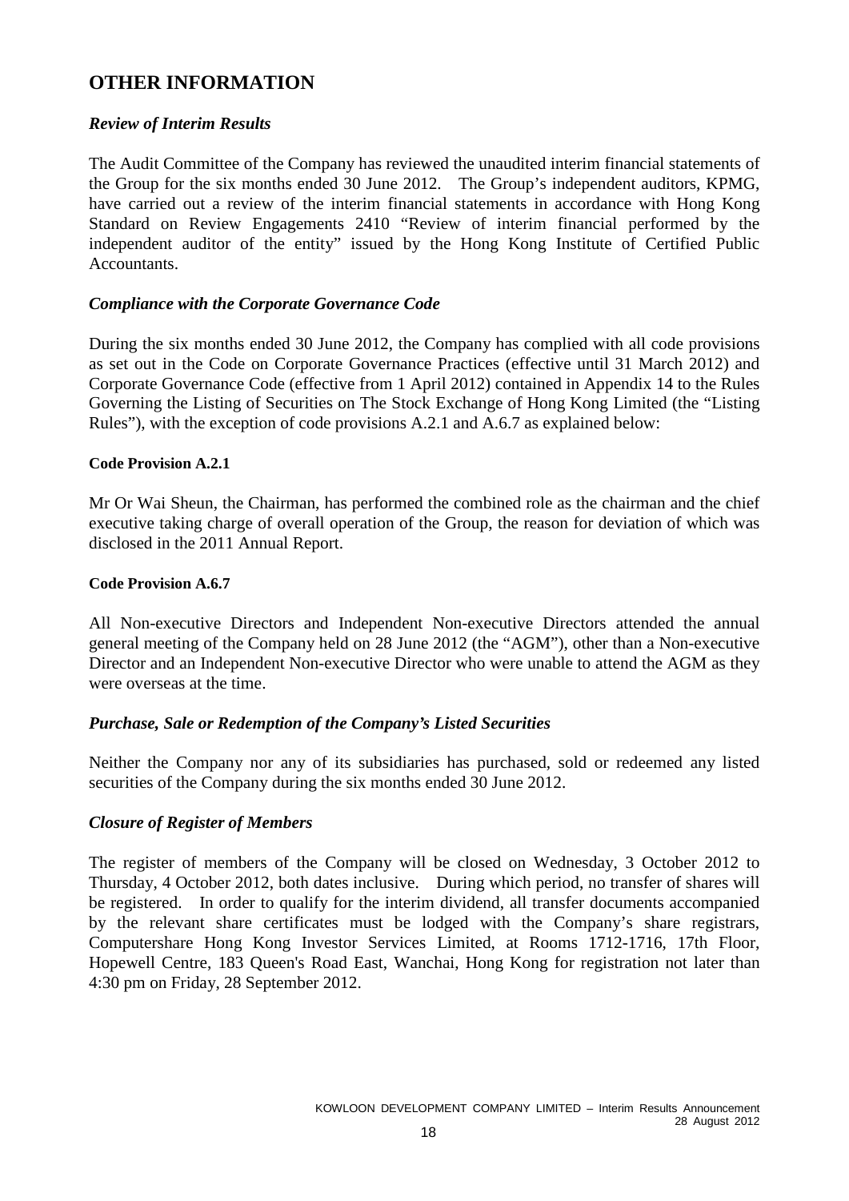# OTHER INFORMATION

### *Review of Interim Results*

The Audit Committee of the Company has reviewed the unaudited interim financial statements of the Group for the six months ended 30 June 2012. The Group's independent auditors, KPMG, have carried out a review of the interim financial statements in accordance with Hong Kong Standard on Review Engagements 2410 "Review of interim financial performed by the independent auditor of the entity" issued by the Hong Kong Institute of Certified Public Accountants.

### *Compliance with the Corporate Governance Code*

During the six months ended 30 June 2012, the Company has complied with all code provisions as set out in the Code on Corporate Governance Practices (effective until 31 March 2012) and Corporate Governance Code (effective from 1 April 2012) contained in Appendix 14 to the Rules Governing the Listing of Securities on The Stock Exchange of Hong Kong Limited (the "Listing Rules"), with the exception of code provisions A.2.1 and A.6.7 as explained below:

**Code Provision A.2.1**

Mr Or Wai Sheun, the Chairman, has performed the combined role as the chairman and the chief executive taking charge of overall operation of the Group, the reason for deviation of which was disclosed in the 2011 Annual Report.

**Code Provision A.6.7**

All Non-executive Directors and Independent Non-executive Directors attended the annual general meeting of the Company held on 28 June 2012 (the "AGM"), other than a Non-executive Director and an Independent Non-executive Director who were unable to attend the AGM as they were overseas at the time.

### *Purchase, Sale or Redemption of the Company's Listed Securities*

Neither the Company nor any of its subsidiaries has purchased, sold or redeemed any listed securities of the Company during the six months ended 30 June 2012.

### *Closure of Register of Members*

The register of members of the Company will be closed on Wednesday, 3 October 2012 to Thursday, 4 October 2012, both dates inclusive. During which period, no transfer of shares will be registered. In order to qualify for the interim dividend, all transfer documents accompanied by the relevant share certificates must be lodged with the Company's share registrars, Computershare Hong Kong Investor Services Limited, at Rooms 1712-1716, 17th Floor, Hopewell Centre, 183 Queen's Road East, Wanchai, Hong Kong for registration not later than 4:30 pm on Friday, 28 September 2012.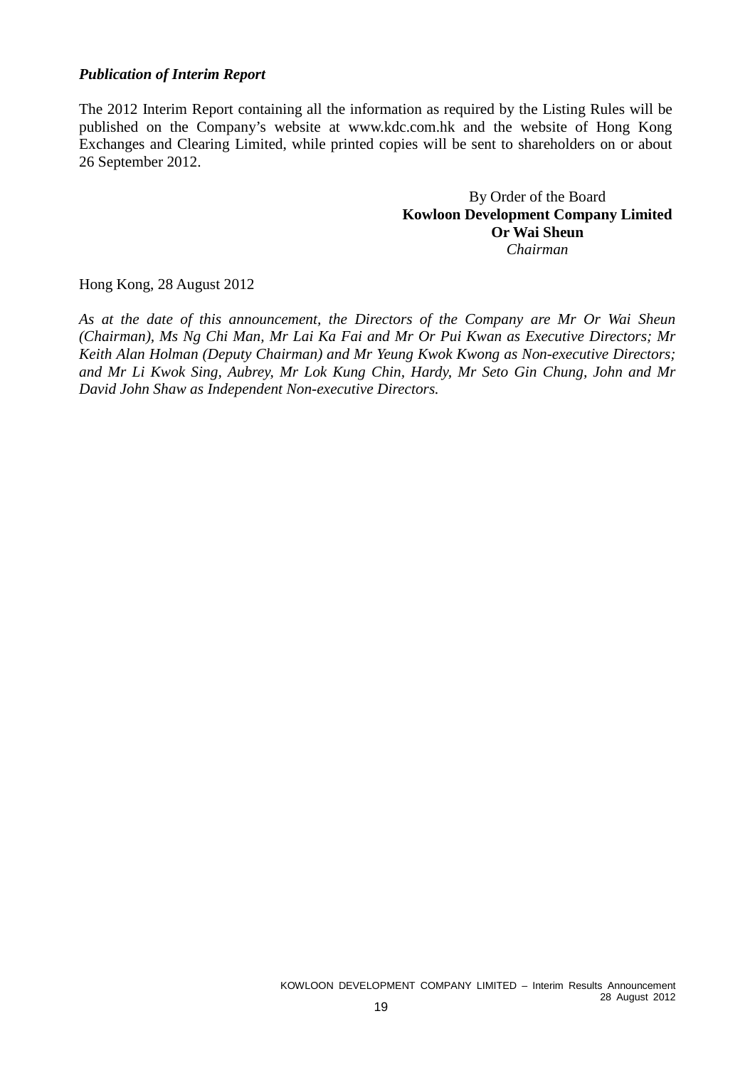***Publication of Interim Report***

The 2012 Interim Report containing all the information as required by the Listing Rules will be published on the Company's website at www.kdc.com.hk and the website of Hong Kong Exchanges and Clearing Limited, while printed copies will be sent to shareholders on or about 26 September 2012.

By Order of the Board
**Kowloon Development Company Limited**
**Or Wai Sheun**
*Chairman*

Hong Kong, 28 August 2012

*As at the date of this announcement, the Directors of the Company are Mr Or Wai Sheun (Chairman), Ms Ng Chi Man, Mr Lai Ka Fai and Mr Or Pui Kwan as Executive Directors; Mr Keith Alan Holman (Deputy Chairman) and Mr Yeung Kwok Kwong as Non-executive Directors; and Mr Li Kwok Sing, Aubrey, Mr Lok Kung Chin, Hardy, Mr Seto Gin Chung, John and Mr David John Shaw as Independent Non-executive Directors.*